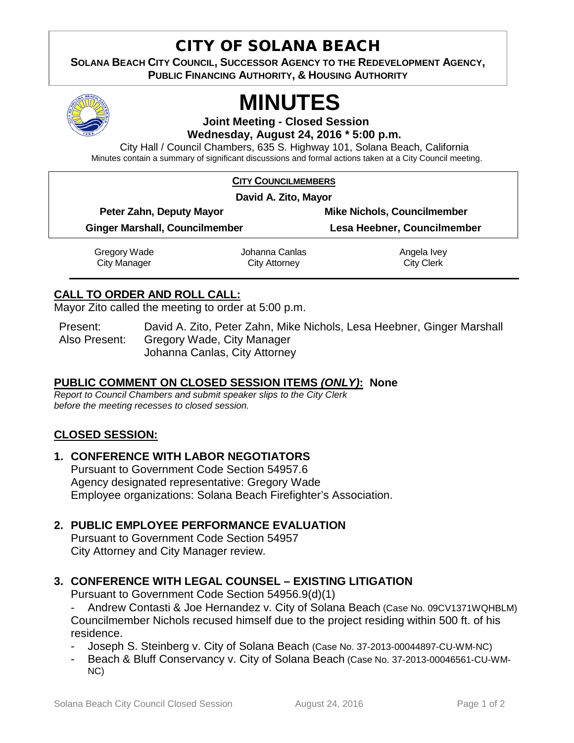# CITY OF SOLANA BEACH

**SOLANA BEACH CITY COUNCIL, SUCCESSOR AGENCY TO THE REDEVELOPMENT AGENCY, PUBLIC FINANCING AUTHORITY, & HOUSING AUTHORITY**

# MINUTES

**Joint Meeting - Closed Session**
**Wednesday, August 24, 2016 * 5:00 p.m.**

City Hall / Council Chambers, 635 S. Highway 101, Solana Beach, California

Minutes contain a summary of significant discussions and formal actions taken at a City Council meeting.

**CITY COUNCILMEMBERS**

**David A. Zito, Mayor**

| | |
|---|---|
| **Peter Zahn, Deputy Mayor** | **Mike Nichols, Councilmember** |
| **Ginger Marshall, Councilmember** | **Lesa Heebner, Councilmember** |

| | | |
|---|---|---|
| Gregory Wade<br>City Manager | Johanna Canlas<br>City Attorney | Angela Ivey<br>City Clerk |

## CALL TO ORDER AND ROLL CALL:

Mayor Zito called the meeting to order at 5:00 p.m.

Present: David A. Zito, Peter Zahn, Mike Nichols, Lesa Heebner, Ginger Marshall
Also Present: Gregory Wade, City Manager
Johanna Canlas, City Attorney

## PUBLIC COMMENT ON CLOSED SESSION ITEMS *(ONLY)*: None

*Report to Council Chambers and submit speaker slips to the City Clerk before the meeting recesses to closed session.*

## CLOSED SESSION:

**1. CONFERENCE WITH LABOR NEGOTIATORS**
Pursuant to Government Code Section 54957.6
Agency designated representative: Gregory Wade
Employee organizations: Solana Beach Firefighter's Association.

**2. PUBLIC EMPLOYEE PERFORMANCE EVALUATION**
Pursuant to Government Code Section 54957
City Attorney and City Manager review.

**3. CONFERENCE WITH LEGAL COUNSEL – EXISTING LITIGATION**
Pursuant to Government Code Section 54956.9(d)(1)

- Andrew Contasti & Joe Hernandez v. City of Solana Beach (Case No. 09CV1371WQHBLM)
Councilmember Nichols recused himself due to the project residing within 500 ft. of his residence.
- Joseph S. Steinberg v. City of Solana Beach (Case No. 37-2013-00044897-CU-WM-NC)
- Beach & Bluff Conservancy v. City of Solana Beach (Case No. 37-2013-00046561-CU-WM-NC)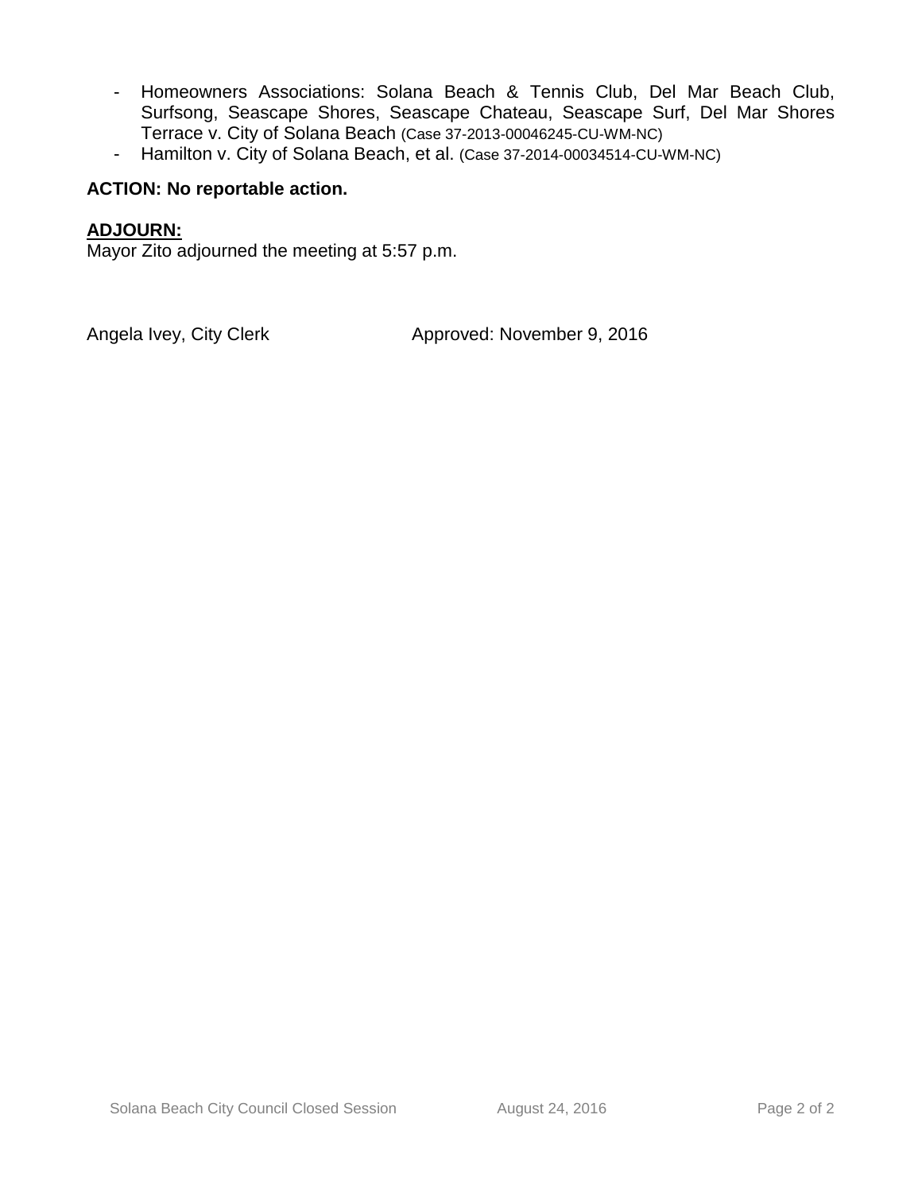- Homeowners Associations: Solana Beach & Tennis Club, Del Mar Beach Club, Surfsong, Seascape Shores, Seascape Chateau, Seascape Surf, Del Mar Shores Terrace v. City of Solana Beach (Case 37-2013-00046245-CU-WM-NC)
- Hamilton v. City of Solana Beach, et al. (Case 37-2014-00034514-CU-WM-NC)

**ACTION: No reportable action.**

**ADJOURN:**

Mayor Zito adjourned the meeting at 5:57 p.m.

Angela Ivey, City Clerk

Approved: November 9, 2016